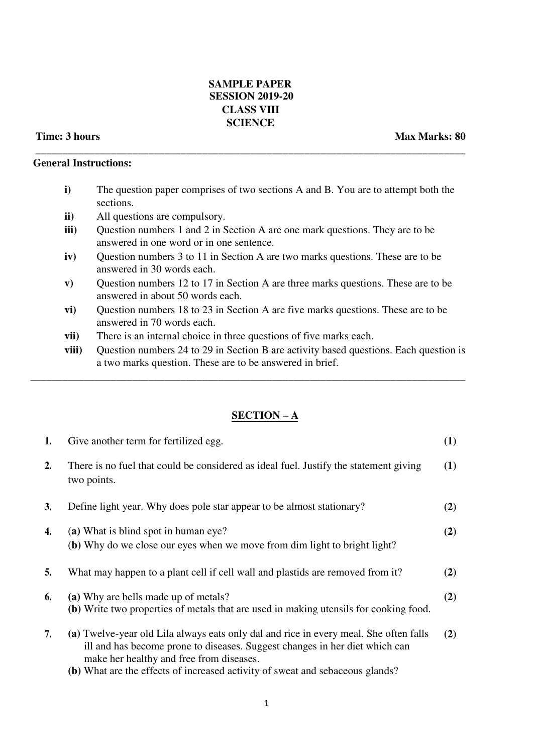# SAMPLE PAPER
## SESSION 2019-20
## CLASS VIII
## SCIENCE

**Time: 3 hours** | **Max Marks: 80**

---

**General Instructions:**

- **i)** The question paper comprises of two sections A and B. You are to attempt both the sections.
- **ii)** All questions are compulsory.
- **iii)** Question numbers 1 and 2 in Section A are one mark questions. They are to be answered in one word or in one sentence.
- **iv)** Question numbers 3 to 11 in Section A are two marks questions. These are to be answered in 30 words each.
- **v)** Question numbers 12 to 17 in Section A are three marks questions. These are to be answered in about 50 words each.
- **vi)** Question numbers 18 to 23 in Section A are five marks questions. These are to be answered in 70 words each.
- **vii)** There is an internal choice in three questions of five marks each.
- **viii)** Question numbers 24 to 29 in Section B are activity based questions. Each question is a two marks question. These are to be answered in brief.

---

## SECTION – A

**1.** Give another term for fertilized egg. **(1)**

**2.** There is no fuel that could be considered as ideal fuel. Justify the statement giving two points. **(1)**

**3.** Define light year. Why does pole star appear to be almost stationary? **(2)**

**4.** **(a)** What is blind spot in human eye? **(2)**
**(b)** Why do we close our eyes when we move from dim light to bright light?

**5.** What may happen to a plant cell if cell wall and plastids are removed from it? **(2)**

**6.** **(a)** Why are bells made up of metals? **(2)**
**(b)** Write two properties of metals that are used in making utensils for cooking food.

**7.** **(a)** Twelve-year old Lila always eats only dal and rice in every meal. She often falls ill and has become prone to diseases. Suggest changes in her diet which can make her healthy and free from diseases. **(2)**
**(b)** What are the effects of increased activity of sweat and sebaceous glands?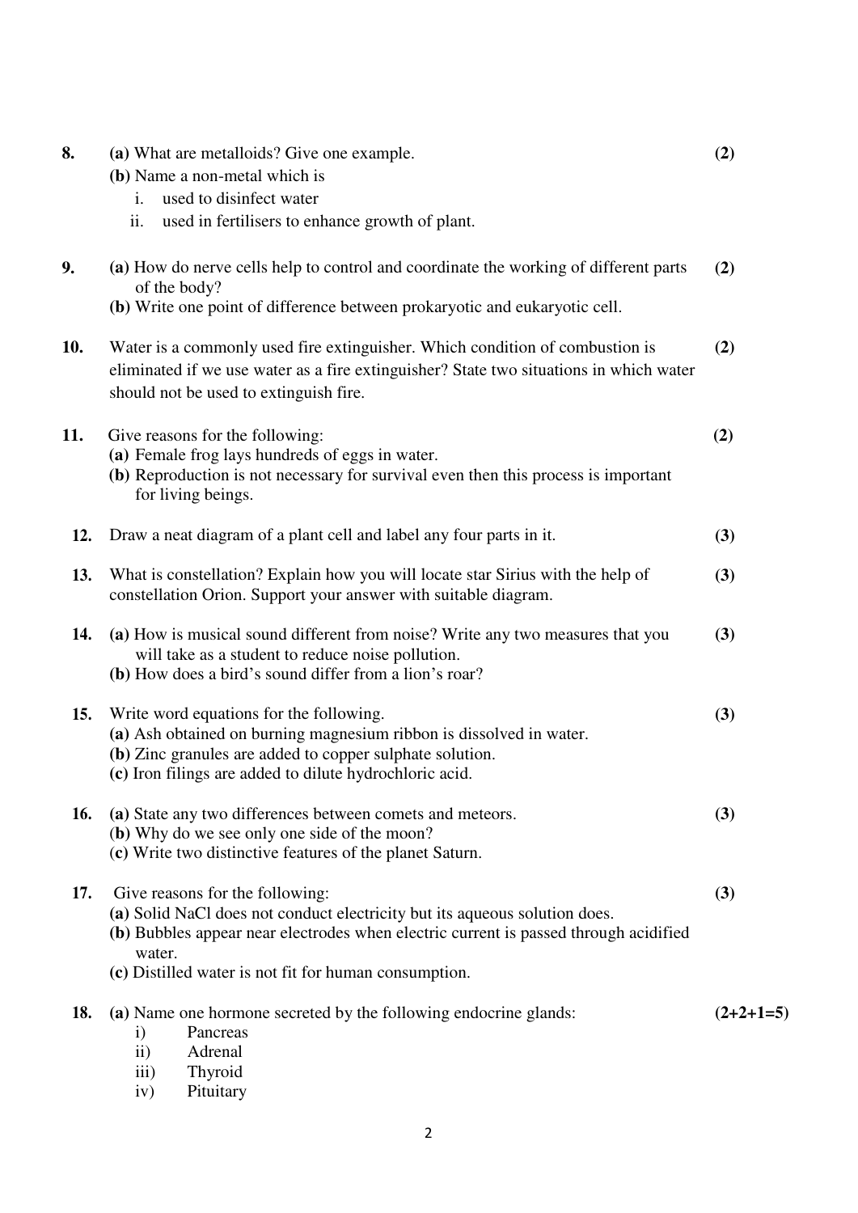**8.** **(a)** What are metalloids? Give one example. **(2)**

**(b)** Name a non-metal which is

i. used to disinfect water

ii. used in fertilisers to enhance growth of plant.

**9.** **(a)** How do nerve cells help to control and coordinate the working of different parts of the body? **(2)**

**(b)** Write one point of difference between prokaryotic and eukaryotic cell.

**10.** Water is a commonly used fire extinguisher. Which condition of combustion is eliminated if we use water as a fire extinguisher? State two situations in which water should not be used to extinguish fire. **(2)**

**11.** Give reasons for the following: **(2)**

**(a)** Female frog lays hundreds of eggs in water.

**(b)** Reproduction is not necessary for survival even then this process is important for living beings.

**12.** Draw a neat diagram of a plant cell and label any four parts in it. **(3)**

**13.** What is constellation? Explain how you will locate star Sirius with the help of constellation Orion. Support your answer with suitable diagram. **(3)**

**14.** **(a)** How is musical sound different from noise? Write any two measures that you will take as a student to reduce noise pollution. **(3)**

**(b)** How does a bird's sound differ from a lion's roar?

**15.** Write word equations for the following. **(3)**

**(a)** Ash obtained on burning magnesium ribbon is dissolved in water.

**(b)** Zinc granules are added to copper sulphate solution.

**(c)** Iron filings are added to dilute hydrochloric acid.

**16.** **(a)** State any two differences between comets and meteors. **(3)**

**(b)** Why do we see only one side of the moon?

**(c)** Write two distinctive features of the planet Saturn.

**17.** Give reasons for the following: **(3)**

**(a)** Solid NaCl does not conduct electricity but its aqueous solution does.

**(b)** Bubbles appear near electrodes when electric current is passed through acidified water.

**(c)** Distilled water is not fit for human consumption.

**18.** **(a)** Name one hormone secreted by the following endocrine glands: **(2+2+1=5)**

i) Pancreas

ii) Adrenal

iii) Thyroid

iv) Pituitary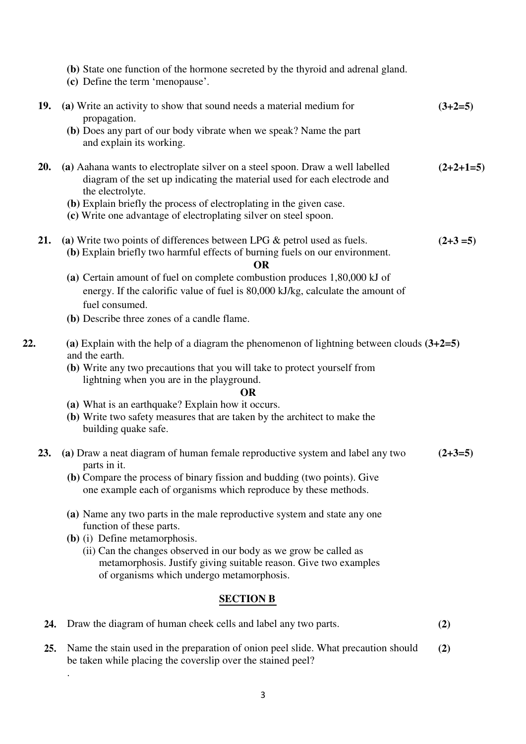(b) State one function of the hormone secreted by the thyroid and adrenal gland.

(c) Define the term 'menopause'.

**19.** (a) Write an activity to show that sound needs a material medium for propagation. **(3+2=5)**

(b) Does any part of our body vibrate when we speak? Name the part and explain its working.

**20.** (a) Aahana wants to electroplate silver on a steel spoon. Draw a well labelled diagram of the set up indicating the material used for each electrode and the electrolyte. **(2+2+1=5)**

(b) Explain briefly the process of electroplating in the given case.

(c) Write one advantage of electroplating silver on steel spoon.

**21.** (a) Write two points of differences between LPG & petrol used as fuels. **(2+3 =5)**

(b) Explain briefly two harmful effects of burning fuels on our environment.

**OR**

(a) Certain amount of fuel on complete combustion produces 1,80,000 kJ of energy. If the calorific value of fuel is 80,000 kJ/kg, calculate the amount of fuel consumed.

(b) Describe three zones of a candle flame.

**22.** (a) Explain with the help of a diagram the phenomenon of lightning between clouds and the earth. **(3+2=5)**

(b) Write any two precautions that you will take to protect yourself from lightning when you are in the playground.

**OR**

(a) What is an earthquake? Explain how it occurs.

(b) Write two safety measures that are taken by the architect to make the building quake safe.

**23.** (a) Draw a neat diagram of human female reproductive system and label any two parts in it. **(2+3=5)**

(b) Compare the process of binary fission and budding (two points). Give one example each of organisms which reproduce by these methods.

(a) Name any two parts in the male reproductive system and state any one function of these parts.

(b) (i) Define metamorphosis.

(ii) Can the changes observed in our body as we grow be called as metamorphosis. Justify giving suitable reason. Give two examples of organisms which undergo metamorphosis.

## SECTION B

**24.** Draw the diagram of human cheek cells and label any two parts. **(2)**

**25.** Name the stain used in the preparation of onion peel slide. What precaution should be taken while placing the coverslip over the stained peel? **(2)**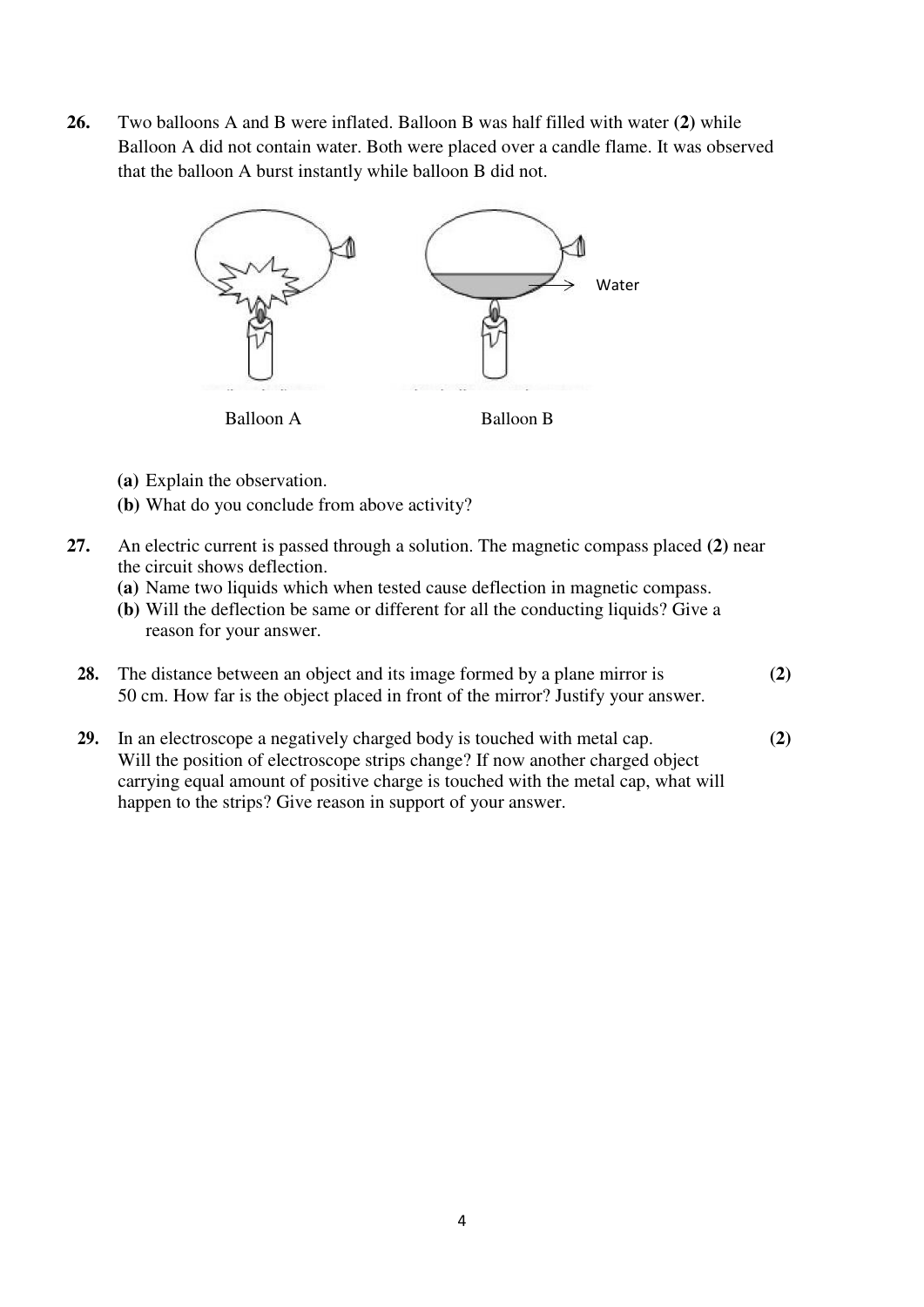**26.** Two balloons A and B were inflated. Balloon B was half filled with water **(2)** while Balloon A did not contain water. Both were placed over a candle flame. It was observed that the balloon A burst instantly while balloon B did not.

Water

Balloon A

Balloon B

**(a)** Explain the observation.

**(b)** What do you conclude from above activity?

**27.** An electric current is passed through a solution. The magnetic compass placed **(2)** near the circuit shows deflection.

**(a)** Name two liquids which when tested cause deflection in magnetic compass.

**(b)** Will the deflection be same or different for all the conducting liquids? Give a reason for your answer.

**28.** The distance between an object and its image formed by a plane mirror is 50 cm. How far is the object placed in front of the mirror? Justify your answer. **(2)**

**29.** In an electroscope a negatively charged body is touched with metal cap. Will the position of electroscope strips change? If now another charged object carrying equal amount of positive charge is touched with the metal cap, what will happen to the strips? Give reason in support of your answer. **(2)**